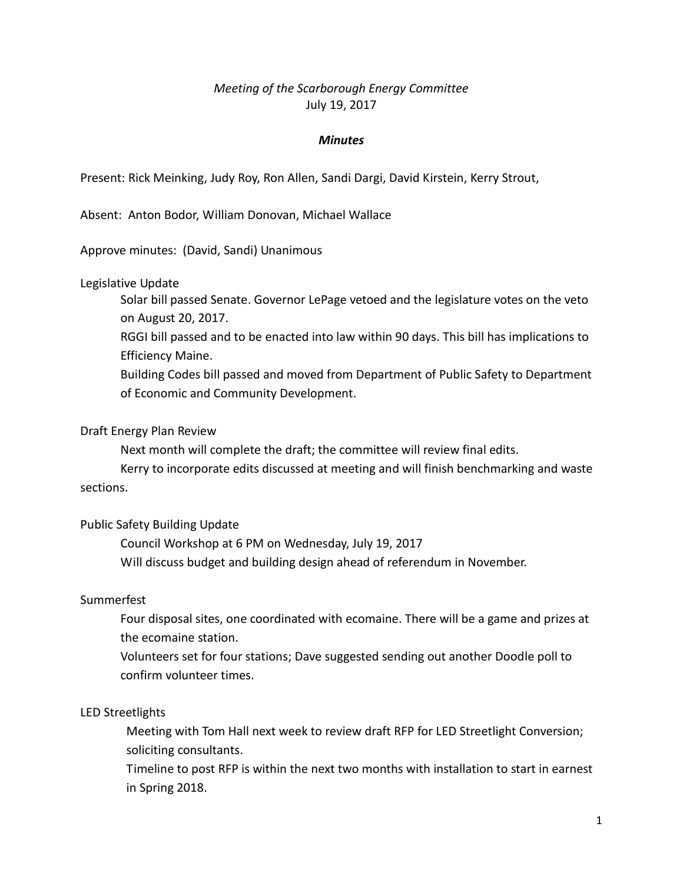*Meeting of the Scarborough Energy Committee*
July 19, 2017

***Minutes***

Present: Rick Meinking, Judy Roy, Ron Allen, Sandi Dargi, David Kirstein, Kerry Strout,

Absent: Anton Bodor, William Donovan, Michael Wallace

Approve minutes: (David, Sandi) Unanimous

Legislative Update

Solar bill passed Senate. Governor LePage vetoed and the legislature votes on the veto on August 20, 2017.

RGGI bill passed and to be enacted into law within 90 days. This bill has implications to Efficiency Maine.

Building Codes bill passed and moved from Department of Public Safety to Department of Economic and Community Development.

Draft Energy Plan Review

Next month will complete the draft; the committee will review final edits.

Kerry to incorporate edits discussed at meeting and will finish benchmarking and waste sections.

Public Safety Building Update

Council Workshop at 6 PM on Wednesday, July 19, 2017

Will discuss budget and building design ahead of referendum in November.

Summerfest

Four disposal sites, one coordinated with ecomaine. There will be a game and prizes at the ecomaine station.

Volunteers set for four stations; Dave suggested sending out another Doodle poll to confirm volunteer times.

LED Streetlights

Meeting with Tom Hall next week to review draft RFP for LED Streetlight Conversion; soliciting consultants.

Timeline to post RFP is within the next two months with installation to start in earnest in Spring 2018.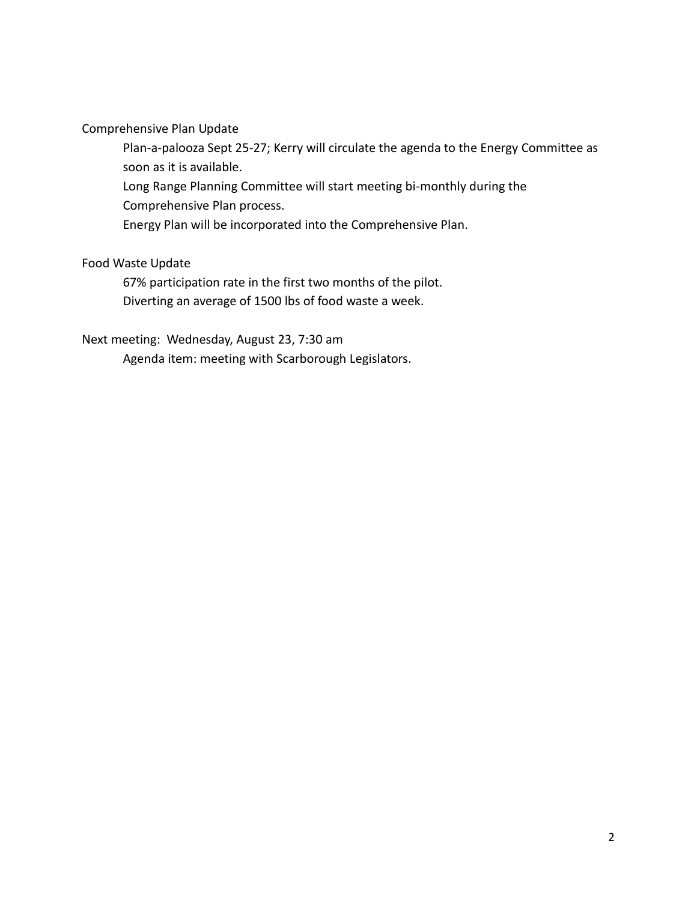Comprehensive Plan Update

- Plan-a-palooza Sept 25-27; Kerry will circulate the agenda to the Energy Committee as soon as it is available.
- Long Range Planning Committee will start meeting bi-monthly during the Comprehensive Plan process.
- Energy Plan will be incorporated into the Comprehensive Plan.

Food Waste Update

- 67% participation rate in the first two months of the pilot.
- Diverting an average of 1500 lbs of food waste a week.

Next meeting: Wednesday, August 23, 7:30 am

- Agenda item: meeting with Scarborough Legislators.